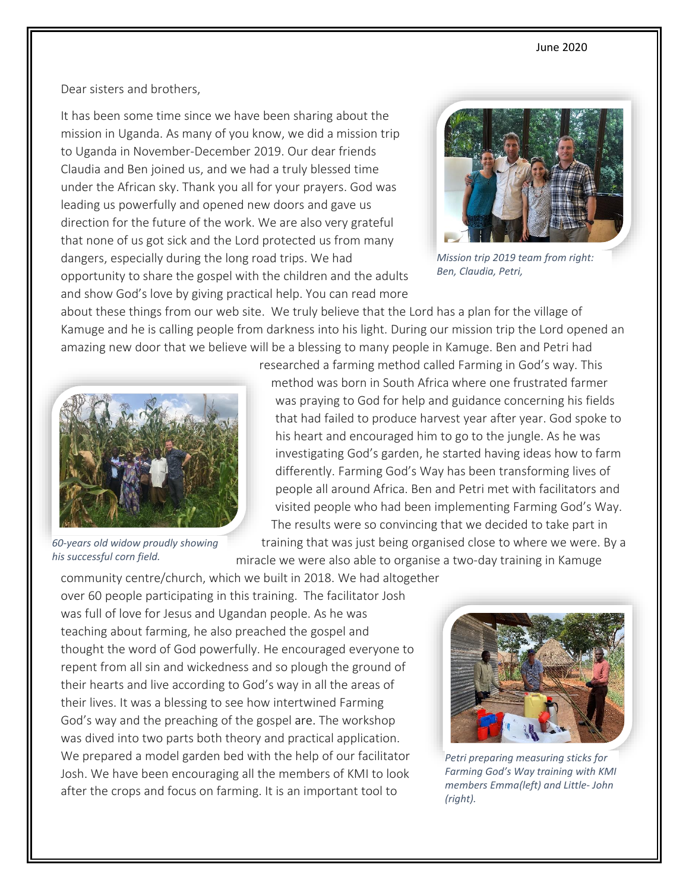June 2020

Dear sisters and brothers,

It has been some time since we have been sharing about the mission in Uganda. As many of you know, we did a mission trip to Uganda in November-December 2019. Our dear friends Claudia and Ben joined us, and we had a truly blessed time under the African sky. Thank you all for your prayers. God was leading us powerfully and opened new doors and gave us direction for the future of the work. We are also very grateful that none of us got sick and the Lord protected us from many dangers, especially during the long road trips. We had opportunity to share the gospel with the children and the adults and show God's love by giving practical help. You can read more about these things from our web site. We truly believe that the Lord has a plan for the village of Kamuge and he is calling people from darkness into his light. During our mission trip the Lord opened an amazing new door that we believe will be a blessing to many people in Kamuge. Ben and Petri had researched a farming method called Farming in God's way. This method was born in South Africa where one frustrated farmer was praying to God for help and guidance concerning his fields that had failed to produce harvest year after year. God spoke to his heart and encouraged him to go to the jungle. As he was investigating God's garden, he started having ideas how to farm differently. Farming God's Way has been transforming lives of people all around Africa. Ben and Petri met with facilitators and visited people who had been implementing Farming God's Way. The results were so convincing that we decided to take part in training that was just being organised close to where we were. By a miracle we were also able to organise a two-day training in Kamuge community centre/church, which we built in 2018. We had altogether over 60 people participating in this training. The facilitator Josh was full of love for Jesus and Ugandan people. As he was teaching about farming, he also preached the gospel and thought the word of God powerfully. He encouraged everyone to repent from all sin and wickedness and so plough the ground of their hearts and live according to God's way in all the areas of their lives. It was a blessing to see how intertwined Farming God's way and the preaching of the gospel are. The workshop was dived into two parts both theory and practical application. We prepared a model garden bed with the help of our facilitator Josh. We have been encouraging all the members of KMI to look after the crops and focus on farming. It is an important tool to

*Mission trip 2019 team from right: Ben, Claudia, Petri,*

*60-years old widow proudly showing his successful corn field.*

*Petri preparing measuring sticks for Farming God's Way training with KMI members Emma(left) and Little- John (right).*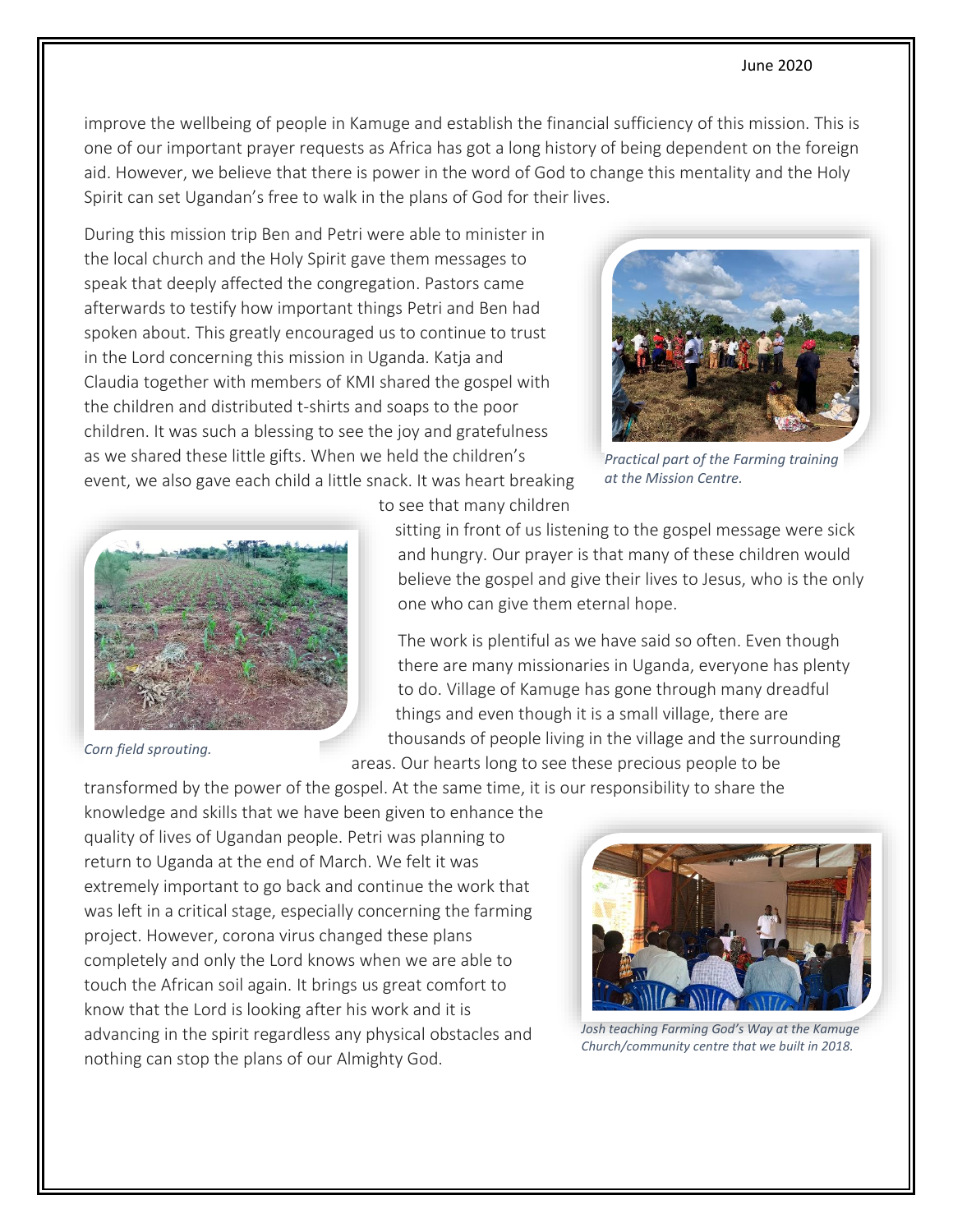improve the wellbeing of people in Kamuge and establish the financial sufficiency of this mission. This is one of our important prayer requests as Africa has got a long history of being dependent on the foreign aid. However, we believe that there is power in the word of God to change this mentality and the Holy Spirit can set Ugandan's free to walk in the plans of God for their lives.

During this mission trip Ben and Petri were able to minister in the local church and the Holy Spirit gave them messages to speak that deeply affected the congregation. Pastors came afterwards to testify how important things Petri and Ben had spoken about. This greatly encouraged us to continue to trust in the Lord concerning this mission in Uganda. Katja and Claudia together with members of KMI shared the gospel with the children and distributed t-shirts and soaps to the poor children. It was such a blessing to see the joy and gratefulness as we shared these little gifts. When we held the children's event, we also gave each child a little snack. It was heart breaking to see that many children sitting in front of us listening to the gospel message were sick and hungry. Our prayer is that many of these children would believe the gospel and give their lives to Jesus, who is the only one who can give them eternal hope.

*Practical part of the Farming training at the Mission Centre.*

*Corn field sprouting.*

The work is plentiful as we have said so often. Even though there are many missionaries in Uganda, everyone has plenty to do. Village of Kamuge has gone through many dreadful things and even though it is a small village, there are thousands of people living in the village and the surrounding areas. Our hearts long to see these precious people to be transformed by the power of the gospel. At the same time, it is our responsibility to share the knowledge and skills that we have been given to enhance the quality of lives of Ugandan people. Petri was planning to return to Uganda at the end of March. We felt it was extremely important to go back and continue the work that was left in a critical stage, especially concerning the farming project. However, corona virus changed these plans completely and only the Lord knows when we are able to touch the African soil again. It brings us great comfort to know that the Lord is looking after his work and it is advancing in the spirit regardless any physical obstacles and nothing can stop the plans of our Almighty God.

*Josh teaching Farming God's Way at the Kamuge Church/community centre that we built in 2018.*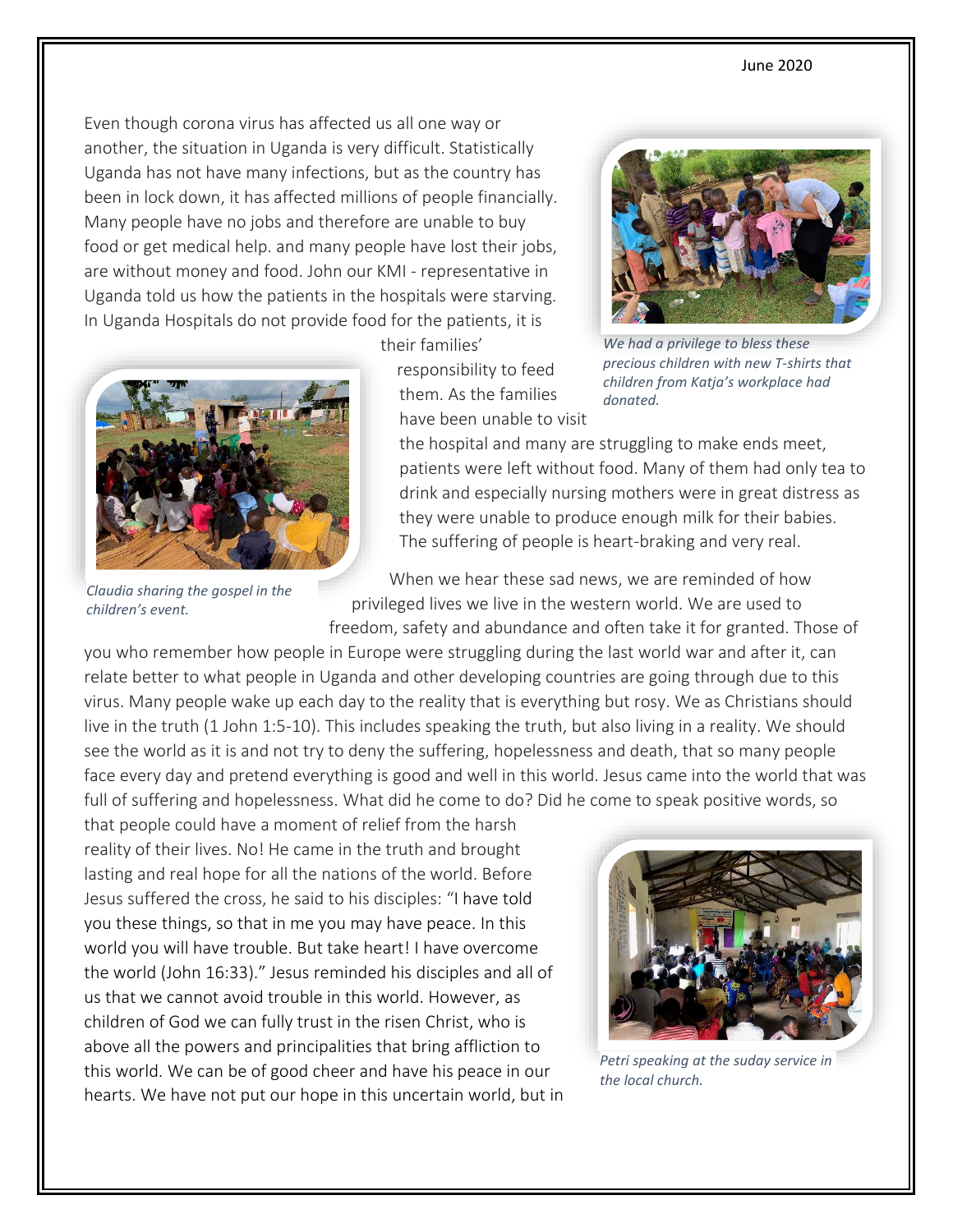June 2020

Even though corona virus has affected us all one way or another, the situation in Uganda is very difficult. Statistically Uganda has not have many infections, but as the country has been in lock down, it has affected millions of people financially. Many people have no jobs and therefore are unable to buy food or get medical help. and many people have lost their jobs, are without money and food. John our KMI - representative in Uganda told us how the patients in the hospitals were starving. In Uganda Hospitals do not provide food for the patients, it is their families' responsibility to feed them. As the families have been unable to visit the hospital and many are struggling to make ends meet, patients were left without food. Many of them had only tea to drink and especially nursing mothers were in great distress as they were unable to produce enough milk for their babies. The suffering of people is heart-braking and very real.

*We had a privilege to bless these precious children with new T-shirts that children from Katja's workplace had donated.*

*Claudia sharing the gospel in the children's event.*

When we hear these sad news, we are reminded of how privileged lives we live in the western world. We are used to freedom, safety and abundance and often take it for granted. Those of you who remember how people in Europe were struggling during the last world war and after it, can relate better to what people in Uganda and other developing countries are going through due to this virus. Many people wake up each day to the reality that is everything but rosy. We as Christians should live in the truth (1 John 1:5-10). This includes speaking the truth, but also living in a reality. We should see the world as it is and not try to deny the suffering, hopelessness and death, that so many people face every day and pretend everything is good and well in this world. Jesus came into the world that was full of suffering and hopelessness. What did he come to do? Did he come to speak positive words, so that people could have a moment of relief from the harsh reality of their lives. No! He came in the truth and brought lasting and real hope for all the nations of the world. Before Jesus suffered the cross, he said to his disciples: "I have told you these things, so that in me you may have peace. In this world you will have trouble. But take heart! I have overcome the world (John 16:33)." Jesus reminded his disciples and all of us that we cannot avoid trouble in this world. However, as children of God we can fully trust in the risen Christ, who is above all the powers and principalities that bring affliction to this world. We can be of good cheer and have his peace in our hearts. We have not put our hope in this uncertain world, but in

*Petri speaking at the suday service in the local church.*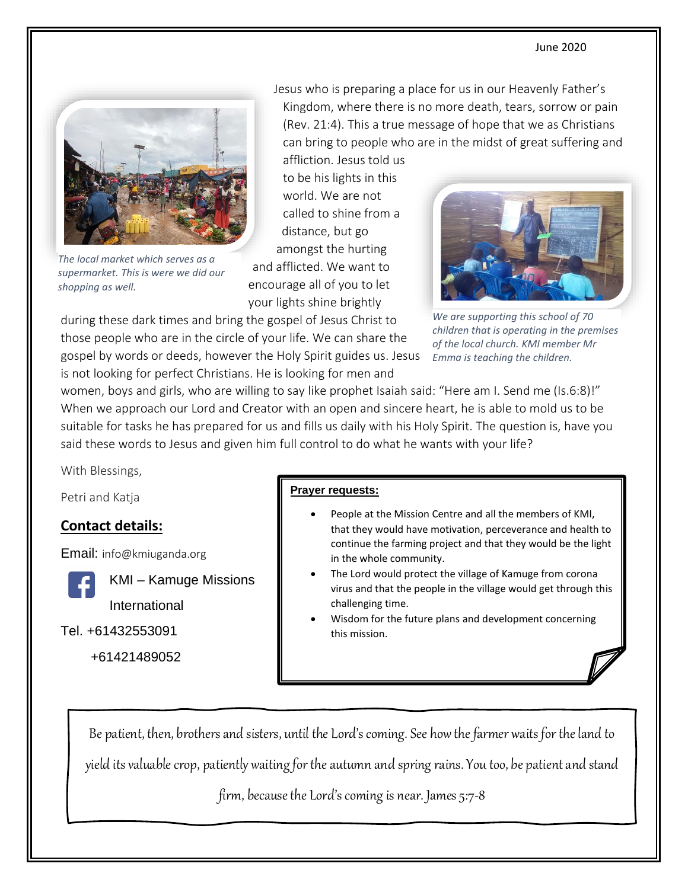June 2020

The local market which serves as a supermarket. This is were we did our shopping as well.

Jesus who is preparing a place for us in our Heavenly Father's Kingdom, where there is no more death, tears, sorrow or pain (Rev. 21:4). This a true message of hope that we as Christians can bring to people who are in the midst of great suffering and affliction. Jesus told us to be his lights in this world. We are not called to shine from a distance, but go amongst the hurting and afflicted. We want to encourage all of you to let your lights shine brightly during these dark times and bring the gospel of Jesus Christ to those people who are in the circle of your life. We can share the gospel by words or deeds, however the Holy Spirit guides us. Jesus is not looking for perfect Christians. He is looking for men and women, boys and girls, who are willing to say like prophet Isaiah said: "Here am I. Send me (Is.6:8)!" When we approach our Lord and Creator with an open and sincere heart, he is able to mold us to be suitable for tasks he has prepared for us and fills us daily with his Holy Spirit. The question is, have you said these words to Jesus and given him full control to do what he wants with your life?

We are supporting this school of 70 children that is operating in the premises of the local church. KMI member Mr Emma is teaching the children.

With Blessings,

Petri and Katja

## Contact details:

Email: info@kmiuganda.org

KMI – Kamuge Missions International

Tel. +61432553091

+61421489052

**Prayer requests:**

- People at the Mission Centre and all the members of KMI, that they would have motivation, perceverance and health to continue the farming project and that they would be the light in the whole community.
- The Lord would protect the village of Kamuge from corona virus and that the people in the village would get through this challenging time.
- Wisdom for the future plans and development concerning this mission.

Be patient, then, brothers and sisters, until the Lord's coming. See how the farmer waits for the land to yield its valuable crop, patiently waiting for the autumn and spring rains. You too, be patient and stand firm, because the Lord's coming is near. James 5:7-8